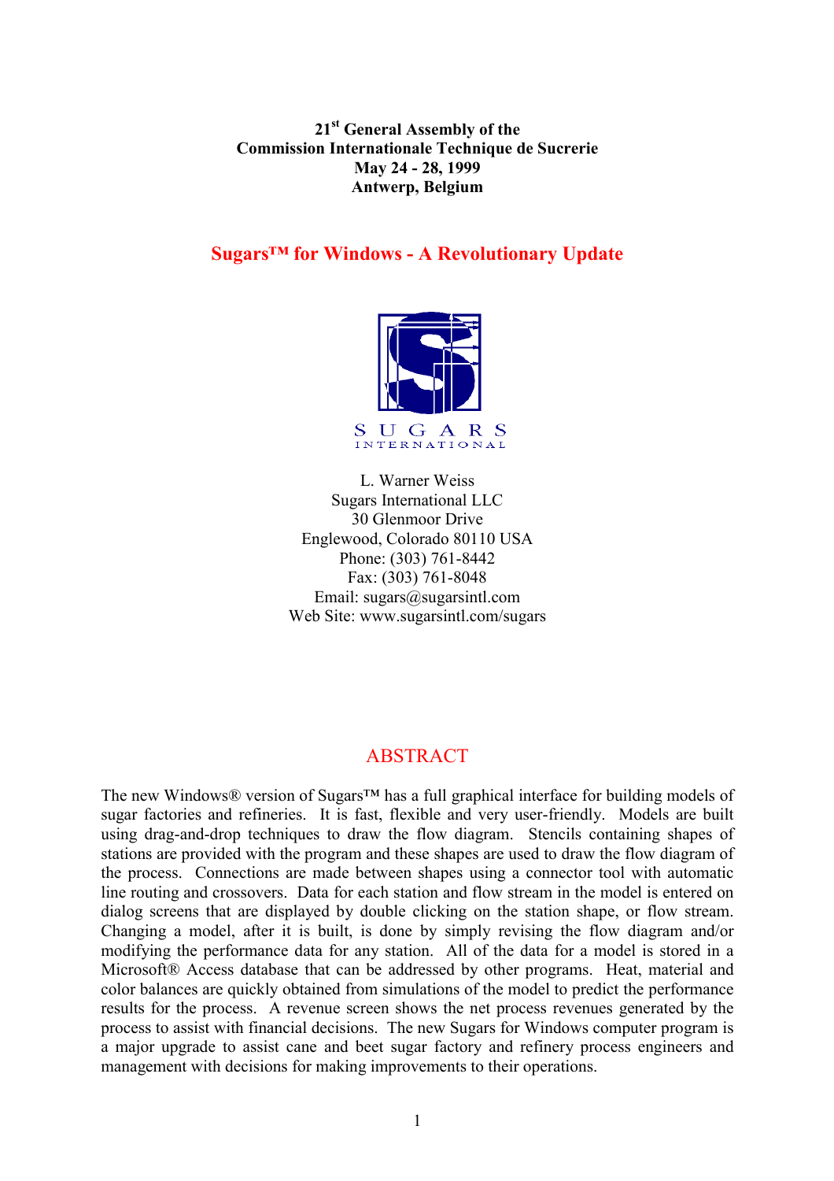**21st General Assembly of the**
**Commission Internationale Technique de Sucrerie**
**May 24 - 28, 1999**
**Antwerp, Belgium**

# Sugars™ for Windows - A Revolutionary Update

SUGARS
INTERNATIONAL

L. Warner Weiss
Sugars International LLC
30 Glenmoor Drive
Englewood, Colorado 80110 USA
Phone: (303) 761-8442
Fax: (303) 761-8048
Email: sugars@sugarsintl.com
Web Site: www.sugarsintl.com/sugars

## ABSTRACT

The new Windows® version of Sugars™ has a full graphical interface for building models of sugar factories and refineries. It is fast, flexible and very user-friendly. Models are built using drag-and-drop techniques to draw the flow diagram. Stencils containing shapes of stations are provided with the program and these shapes are used to draw the flow diagram of the process. Connections are made between shapes using a connector tool with automatic line routing and crossovers. Data for each station and flow stream in the model is entered on dialog screens that are displayed by double clicking on the station shape, or flow stream. Changing a model, after it is built, is done by simply revising the flow diagram and/or modifying the performance data for any station. All of the data for a model is stored in a Microsoft® Access database that can be addressed by other programs. Heat, material and color balances are quickly obtained from simulations of the model to predict the performance results for the process. A revenue screen shows the net process revenues generated by the process to assist with financial decisions. The new Sugars for Windows computer program is a major upgrade to assist cane and beet sugar factory and refinery process engineers and management with decisions for making improvements to their operations.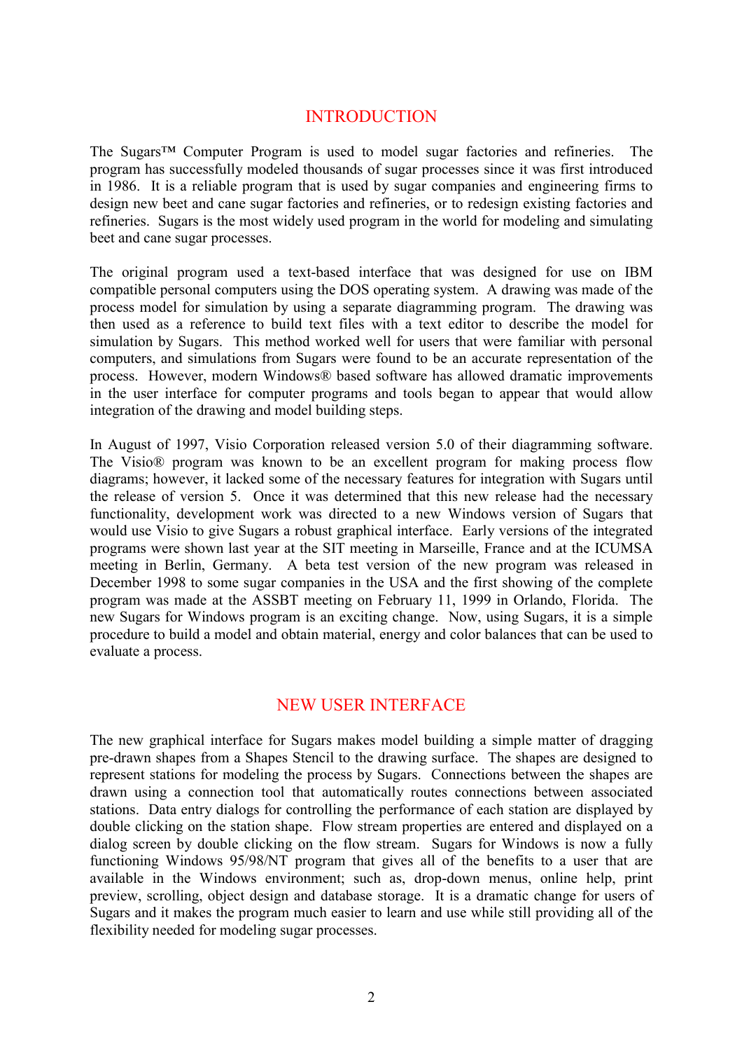## INTRODUCTION

The Sugars™ Computer Program is used to model sugar factories and refineries. The program has successfully modeled thousands of sugar processes since it was first introduced in 1986. It is a reliable program that is used by sugar companies and engineering firms to design new beet and cane sugar factories and refineries, or to redesign existing factories and refineries. Sugars is the most widely used program in the world for modeling and simulating beet and cane sugar processes.

The original program used a text-based interface that was designed for use on IBM compatible personal computers using the DOS operating system. A drawing was made of the process model for simulation by using a separate diagramming program. The drawing was then used as a reference to build text files with a text editor to describe the model for simulation by Sugars. This method worked well for users that were familiar with personal computers, and simulations from Sugars were found to be an accurate representation of the process. However, modern Windows® based software has allowed dramatic improvements in the user interface for computer programs and tools began to appear that would allow integration of the drawing and model building steps.

In August of 1997, Visio Corporation released version 5.0 of their diagramming software. The Visio® program was known to be an excellent program for making process flow diagrams; however, it lacked some of the necessary features for integration with Sugars until the release of version 5. Once it was determined that this new release had the necessary functionality, development work was directed to a new Windows version of Sugars that would use Visio to give Sugars a robust graphical interface. Early versions of the integrated programs were shown last year at the SIT meeting in Marseille, France and at the ICUMSA meeting in Berlin, Germany. A beta test version of the new program was released in December 1998 to some sugar companies in the USA and the first showing of the complete program was made at the ASSBT meeting on February 11, 1999 in Orlando, Florida. The new Sugars for Windows program is an exciting change. Now, using Sugars, it is a simple procedure to build a model and obtain material, energy and color balances that can be used to evaluate a process.

## NEW USER INTERFACE

The new graphical interface for Sugars makes model building a simple matter of dragging pre-drawn shapes from a Shapes Stencil to the drawing surface. The shapes are designed to represent stations for modeling the process by Sugars. Connections between the shapes are drawn using a connection tool that automatically routes connections between associated stations. Data entry dialogs for controlling the performance of each station are displayed by double clicking on the station shape. Flow stream properties are entered and displayed on a dialog screen by double clicking on the flow stream. Sugars for Windows is now a fully functioning Windows 95/98/NT program that gives all of the benefits to a user that are available in the Windows environment; such as, drop-down menus, online help, print preview, scrolling, object design and database storage. It is a dramatic change for users of Sugars and it makes the program much easier to learn and use while still providing all of the flexibility needed for modeling sugar processes.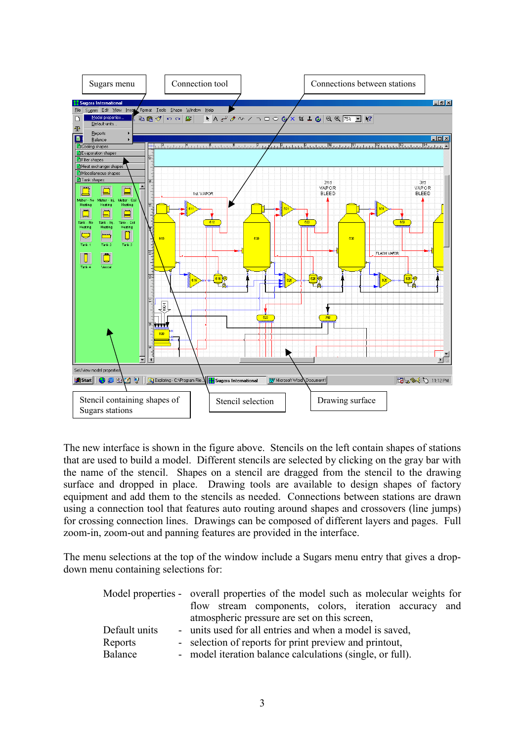The new interface is shown in the figure above. Stencils on the left contain shapes of stations that are used to build a model. Different stencils are selected by clicking on the gray bar with the name of the stencil. Shapes on a stencil are dragged from the stencil to the drawing surface and dropped in place. Drawing tools are available to design shapes of factory equipment and add them to the stencils as needed. Connections between stations are drawn using a connection tool that features auto routing around shapes and crossovers (line jumps) for crossing connection lines. Drawings can be composed of different layers and pages. Full zoom-in, zoom-out and panning features are provided in the interface.

The menu selections at the top of the window include a Sugars menu entry that gives a drop-down menu containing selections for:

- Model properties - overall properties of the model such as molecular weights for flow stream components, colors, iteration accuracy and atmospheric pressure are set on this screen,
- Default units - units used for all entries and when a model is saved,
- Reports - selection of reports for print preview and printout,
- Balance - model iteration balance calculations (single, or full).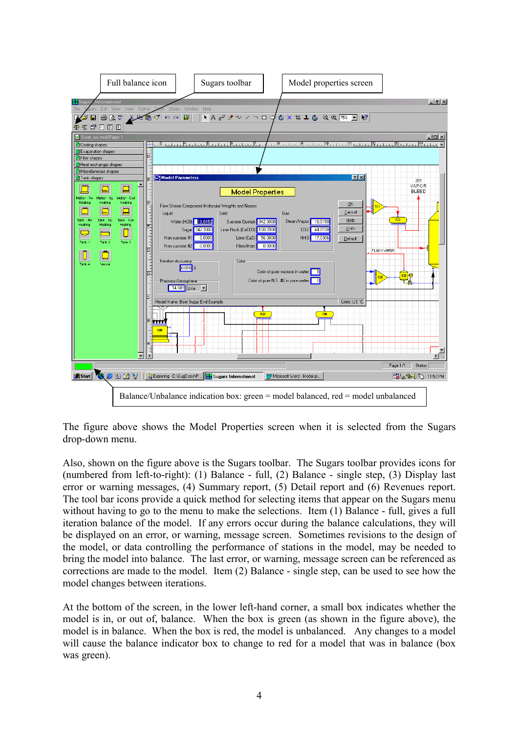Full balance icon

Sugars toolbar

Model properties screen

Balance/Unbalance indication box: green = model balanced, red = model unbalanced

The figure above shows the Model Properties screen when it is selected from the Sugars drop-down menu.

Also, shown on the figure above is the Sugars toolbar. The Sugars toolbar provides icons for (numbered from left-to-right): (1) Balance - full, (2) Balance - single step, (3) Display last error or warning messages, (4) Summary report, (5) Detail report and (6) Revenues report. The tool bar icons provide a quick method for selecting items that appear on the Sugars menu without having to go to the menu to make the selections. Item (1) Balance - full, gives a full iteration balance of the model. If any errors occur during the balance calculations, they will be displayed on an error, or warning, message screen. Sometimes revisions to the design of the model, or data controlling the performance of stations in the model, may be needed to bring the model into balance. The last error, or warning, message screen can be referenced as corrections are made to the model. Item (2) Balance - single step, can be used to see how the model changes between iterations.

At the bottom of the screen, in the lower left-hand corner, a small box indicates whether the model is in, or out of, balance. When the box is green (as shown in the figure above), the model is in balance. When the box is red, the model is unbalanced. Any changes to a model will cause the balance indicator box to change to red for a model that was in balance (box was green).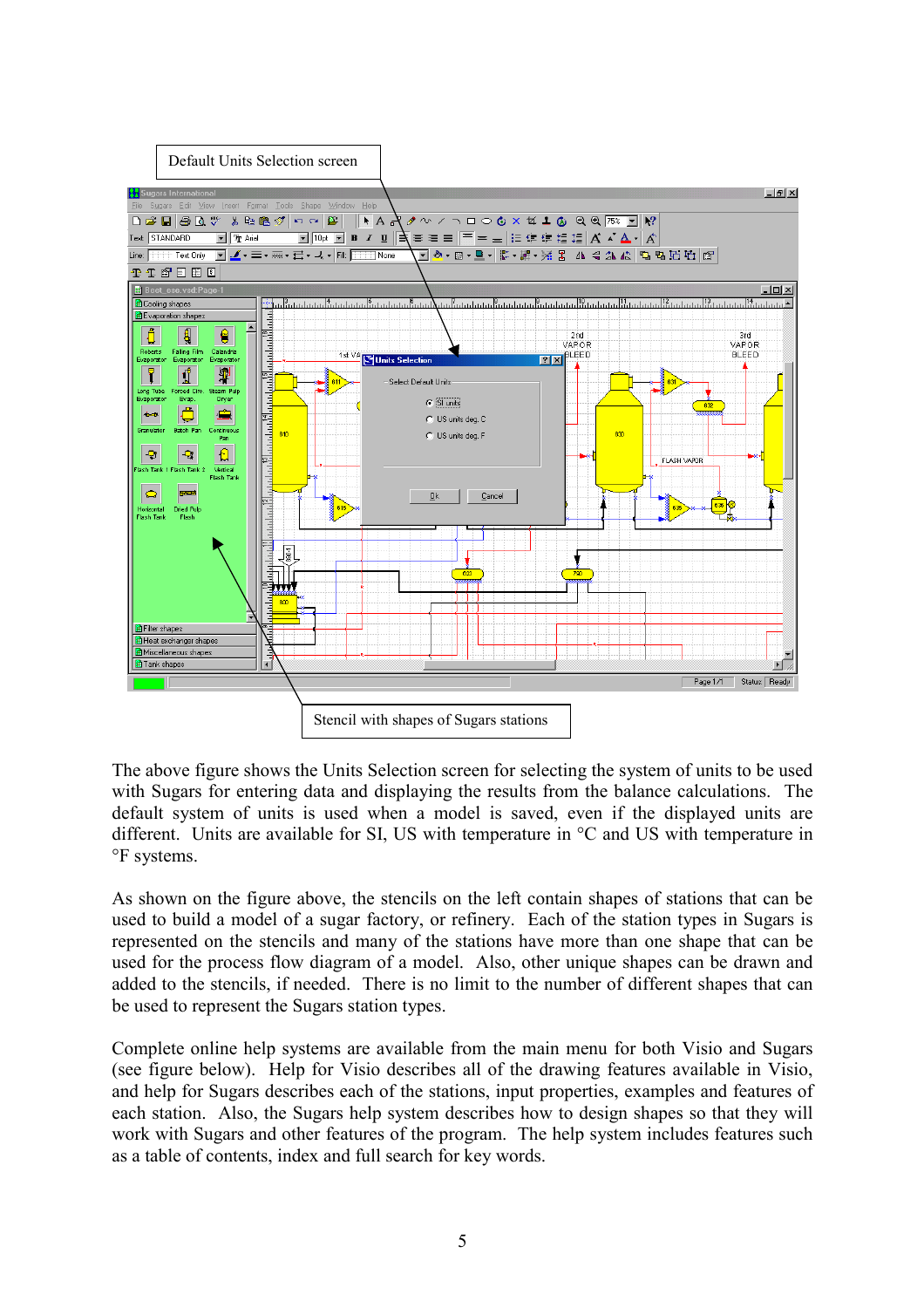Default Units Selection screen

Stencil with shapes of Sugars stations

The above figure shows the Units Selection screen for selecting the system of units to be used with Sugars for entering data and displaying the results from the balance calculations. The default system of units is used when a model is saved, even if the displayed units are different. Units are available for SI, US with temperature in °C and US with temperature in °F systems.

As shown on the figure above, the stencils on the left contain shapes of stations that can be used to build a model of a sugar factory, or refinery. Each of the station types in Sugars is represented on the stencils and many of the stations have more than one shape that can be used for the process flow diagram of a model. Also, other unique shapes can be drawn and added to the stencils, if needed. There is no limit to the number of different shapes that can be used to represent the Sugars station types.

Complete online help systems are available from the main menu for both Visio and Sugars (see figure below). Help for Visio describes all of the drawing features available in Visio, and help for Sugars describes each of the stations, input properties, examples and features of each station. Also, the Sugars help system describes how to design shapes so that they will work with Sugars and other features of the program. The help system includes features such as a table of contents, index and full search for key words.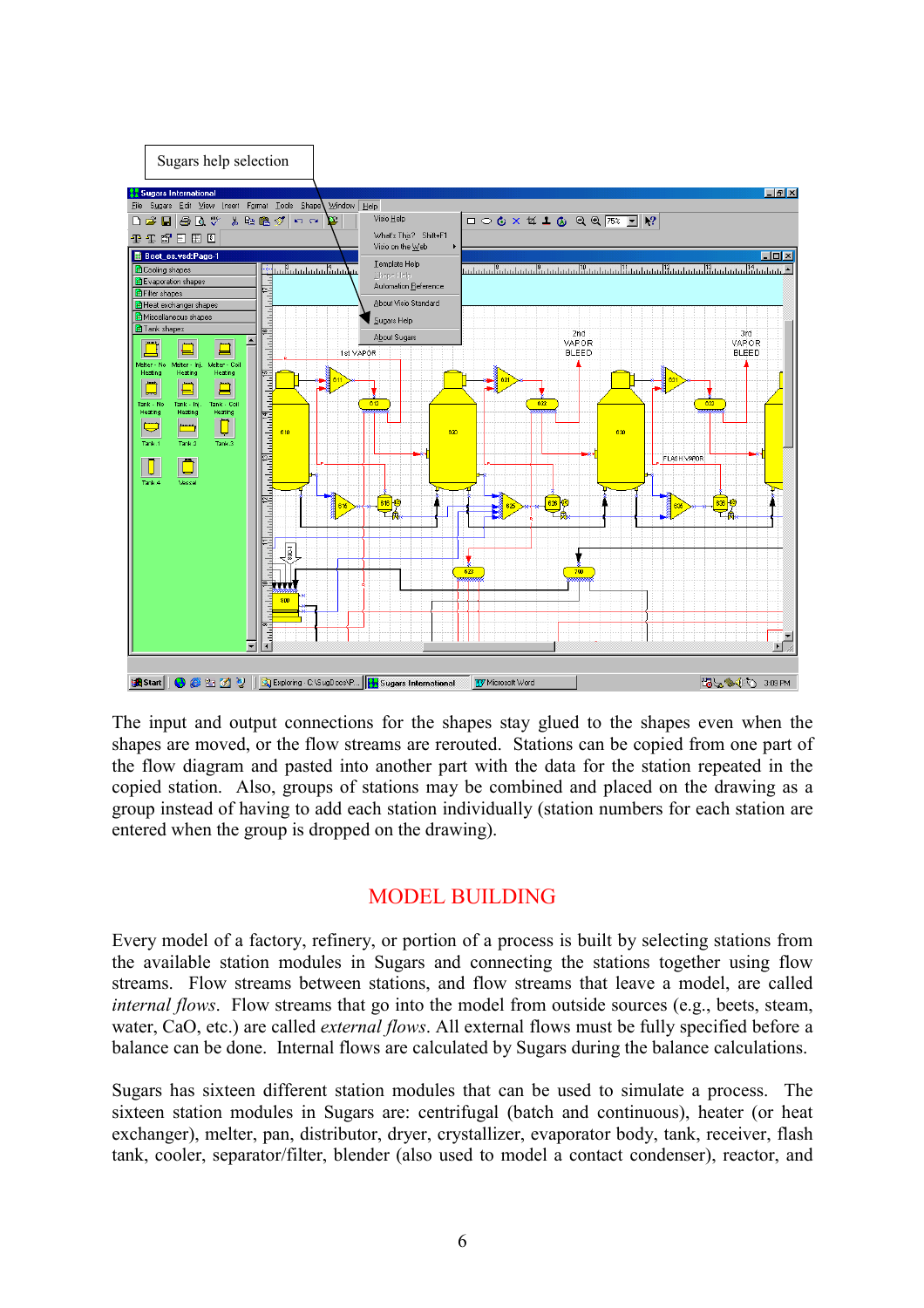Sugars help selection

The input and output connections for the shapes stay glued to the shapes even when the shapes are moved, or the flow streams are rerouted. Stations can be copied from one part of the flow diagram and pasted into another part with the data for the station repeated in the copied station. Also, groups of stations may be combined and placed on the drawing as a group instead of having to add each station individually (station numbers for each station are entered when the group is dropped on the drawing).

## MODEL BUILDING

Every model of a factory, refinery, or portion of a process is built by selecting stations from the available station modules in Sugars and connecting the stations together using flow streams. Flow streams between stations, and flow streams that leave a model, are called *internal flows*. Flow streams that go into the model from outside sources (e.g., beets, steam, water, CaO, etc.) are called *external flows*. All external flows must be fully specified before a balance can be done. Internal flows are calculated by Sugars during the balance calculations.

Sugars has sixteen different station modules that can be used to simulate a process. The sixteen station modules in Sugars are: centrifugal (batch and continuous), heater (or heat exchanger), melter, pan, distributor, dryer, crystallizer, evaporator body, tank, receiver, flash tank, cooler, separator/filter, blender (also used to model a contact condenser), reactor, and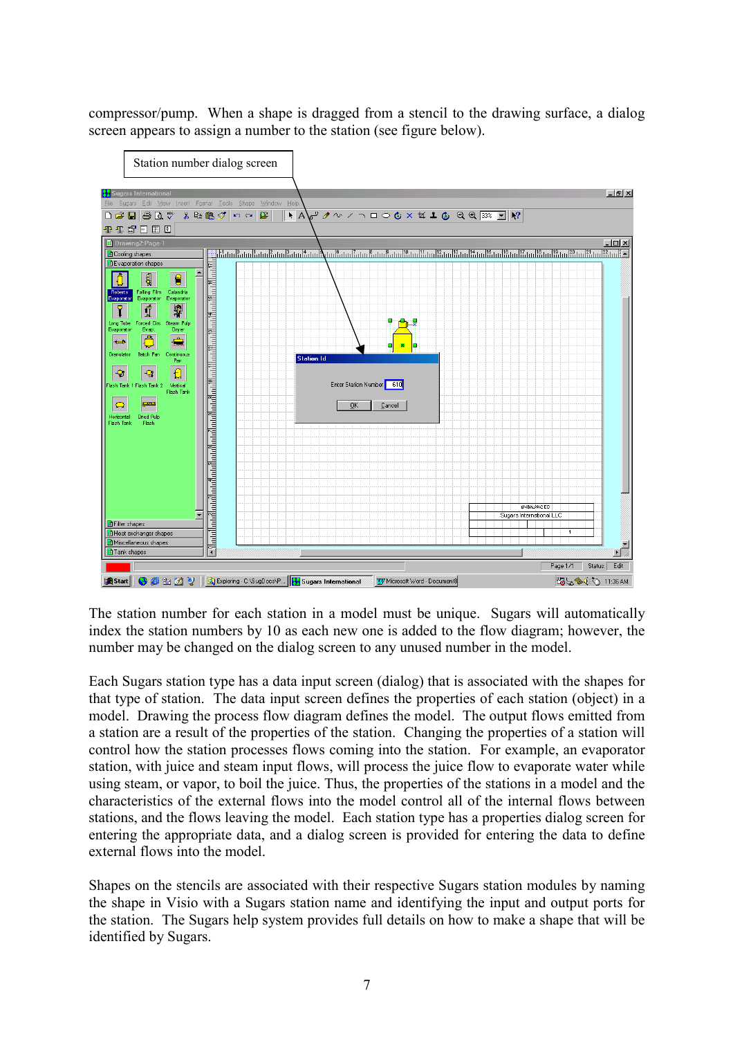compressor/pump. When a shape is dragged from a stencil to the drawing surface, a dialog screen appears to assign a number to the station (see figure below).

Station number dialog screen

The station number for each station in a model must be unique. Sugars will automatically index the station numbers by 10 as each new one is added to the flow diagram; however, the number may be changed on the dialog screen to any unused number in the model.

Each Sugars station type has a data input screen (dialog) that is associated with the shapes for that type of station. The data input screen defines the properties of each station (object) in a model. Drawing the process flow diagram defines the model. The output flows emitted from a station are a result of the properties of the station. Changing the properties of a station will control how the station processes flows coming into the station. For example, an evaporator station, with juice and steam input flows, will process the juice flow to evaporate water while using steam, or vapor, to boil the juice. Thus, the properties of the stations in a model and the characteristics of the external flows into the model control all of the internal flows between stations, and the flows leaving the model. Each station type has a properties dialog screen for entering the appropriate data, and a dialog screen is provided for entering the data to define external flows into the model.

Shapes on the stencils are associated with their respective Sugars station modules by naming the shape in Visio with a Sugars station name and identifying the input and output ports for the station. The Sugars help system provides full details on how to make a shape that will be identified by Sugars.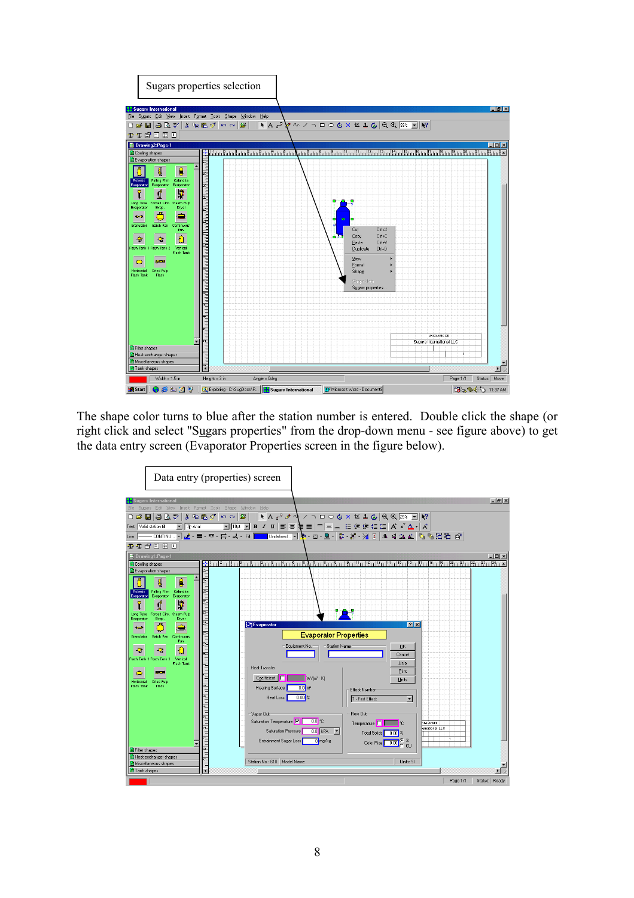Sugars properties selection

The shape color turns to blue after the station number is entered. Double click the shape (or right click and select "Sugars properties" from the drop-down menu - see figure above) to get the data entry screen (Evaporator Properties screen in the figure below).

Data entry (properties) screen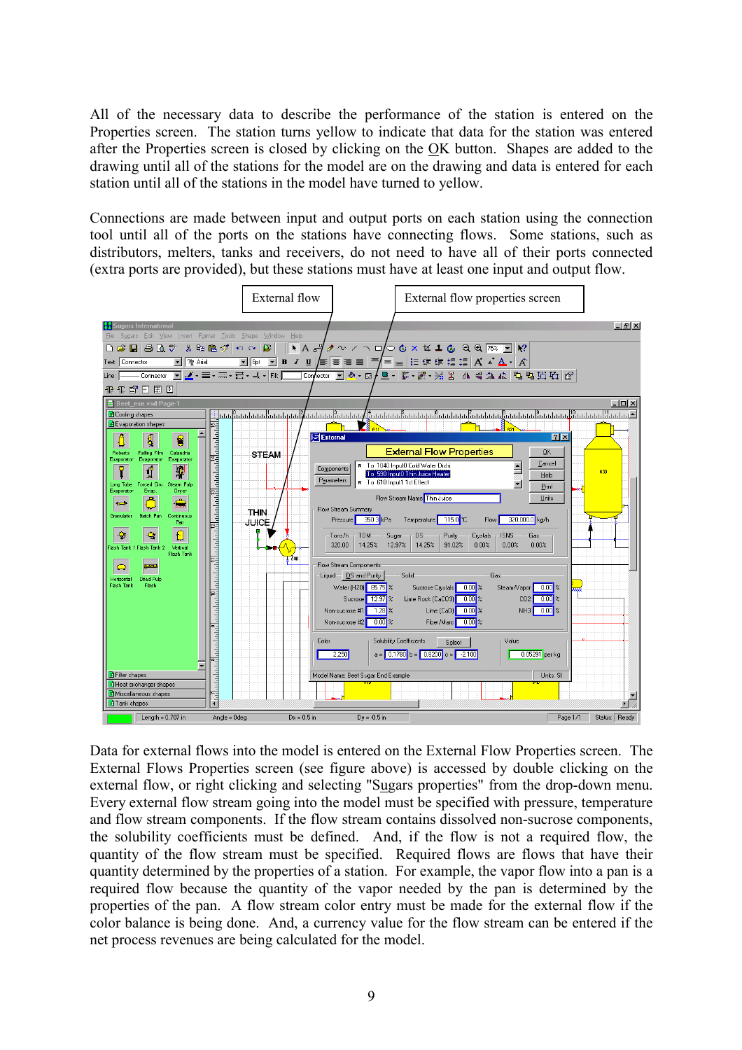All of the necessary data to describe the performance of the station is entered on the Properties screen. The station turns yellow to indicate that data for the station was entered after the Properties screen is closed by clicking on the OK button. Shapes are added to the drawing until all of the stations for the model are on the drawing and data is entered for each station until all of the stations in the model have turned to yellow.

Connections are made between input and output ports on each station using the connection tool until all of the ports on the stations have connecting flows. Some stations, such as distributors, melters, tanks and receivers, do not need to have all of their ports connected (extra ports are provided), but these stations must have at least one input and output flow.

External flow

External flow properties screen

Data for external flows into the model is entered on the External Flow Properties screen. The External Flows Properties screen (see figure above) is accessed by double clicking on the external flow, or right clicking and selecting "Sugars properties" from the drop-down menu. Every external flow stream going into the model must be specified with pressure, temperature and flow stream components. If the flow stream contains dissolved non-sucrose components, the solubility coefficients must be defined. And, if the flow is not a required flow, the quantity of the flow stream must be specified. Required flows are flows that have their quantity determined by the properties of a station. For example, the vapor flow into a pan is a required flow because the quantity of the vapor needed by the pan is determined by the properties of the pan. A flow stream color entry must be made for the external flow if the color balance is being done. And, a currency value for the flow stream can be entered if the net process revenues are being calculated for the model.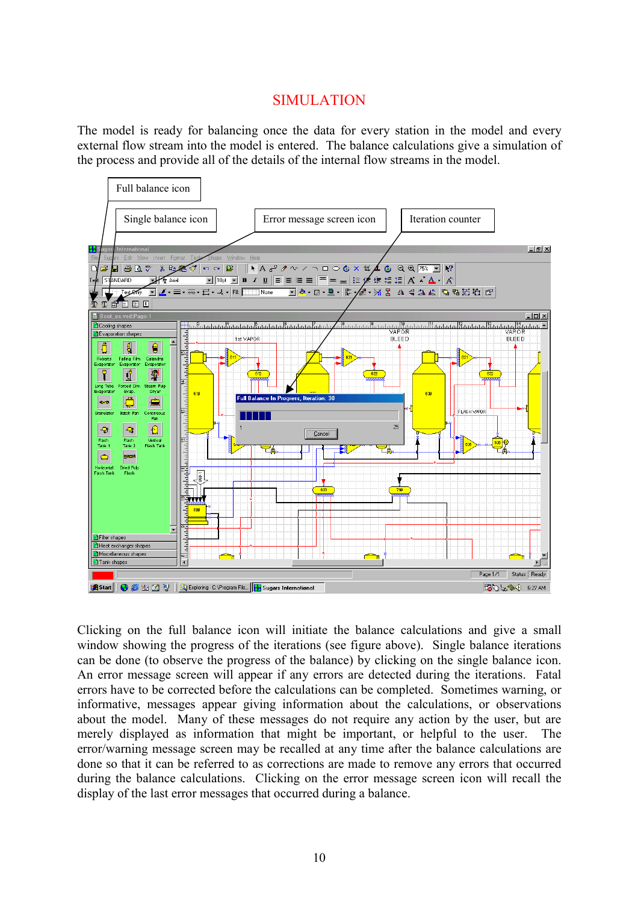# SIMULATION

The model is ready for balancing once the data for every station in the model and every external flow stream into the model is entered. The balance calculations give a simulation of the process and provide all of the details of the internal flow streams in the model.

Full balance icon

Single balance icon

Error message screen icon

Iteration counter

Clicking on the full balance icon will initiate the balance calculations and give a small window showing the progress of the iterations (see figure above). Single balance iterations can be done (to observe the progress of the balance) by clicking on the single balance icon. An error message screen will appear if any errors are detected during the iterations. Fatal errors have to be corrected before the calculations can be completed. Sometimes warning, or informative, messages appear giving information about the calculations, or observations about the model. Many of these messages do not require any action by the user, but are merely displayed as information that might be important, or helpful to the user. The error/warning message screen may be recalled at any time after the balance calculations are done so that it can be referred to as corrections are made to remove any errors that occurred during the balance calculations. Clicking on the error message screen icon will recall the display of the last error messages that occurred during a balance.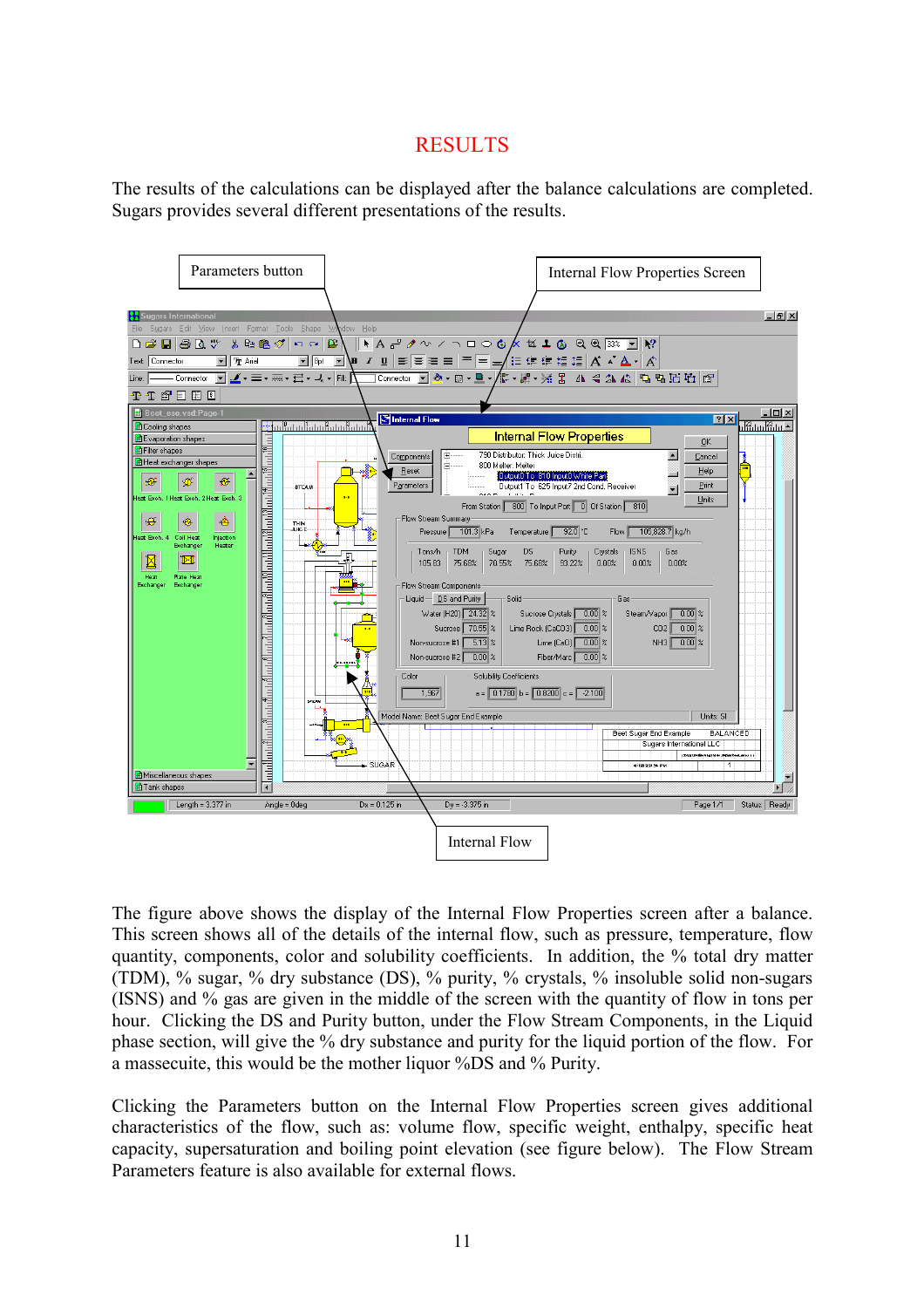# RESULTS

The results of the calculations can be displayed after the balance calculations are completed. Sugars provides several different presentations of the results.

The figure above shows the display of the Internal Flow Properties screen after a balance. This screen shows all of the details of the internal flow, such as pressure, temperature, flow quantity, components, color and solubility coefficients. In addition, the % total dry matter (TDM), % sugar, % dry substance (DS), % purity, % crystals, % insoluble solid non-sugars (ISNS) and % gas are given in the middle of the screen with the quantity of flow in tons per hour. Clicking the DS and Purity button, under the Flow Stream Components, in the Liquid phase section, will give the % dry substance and purity for the liquid portion of the flow. For a massecuite, this would be the mother liquor %DS and % Purity.

Clicking the Parameters button on the Internal Flow Properties screen gives additional characteristics of the flow, such as: volume flow, specific weight, enthalpy, specific heat capacity, supersaturation and boiling point elevation (see figure below). The Flow Stream Parameters feature is also available for external flows.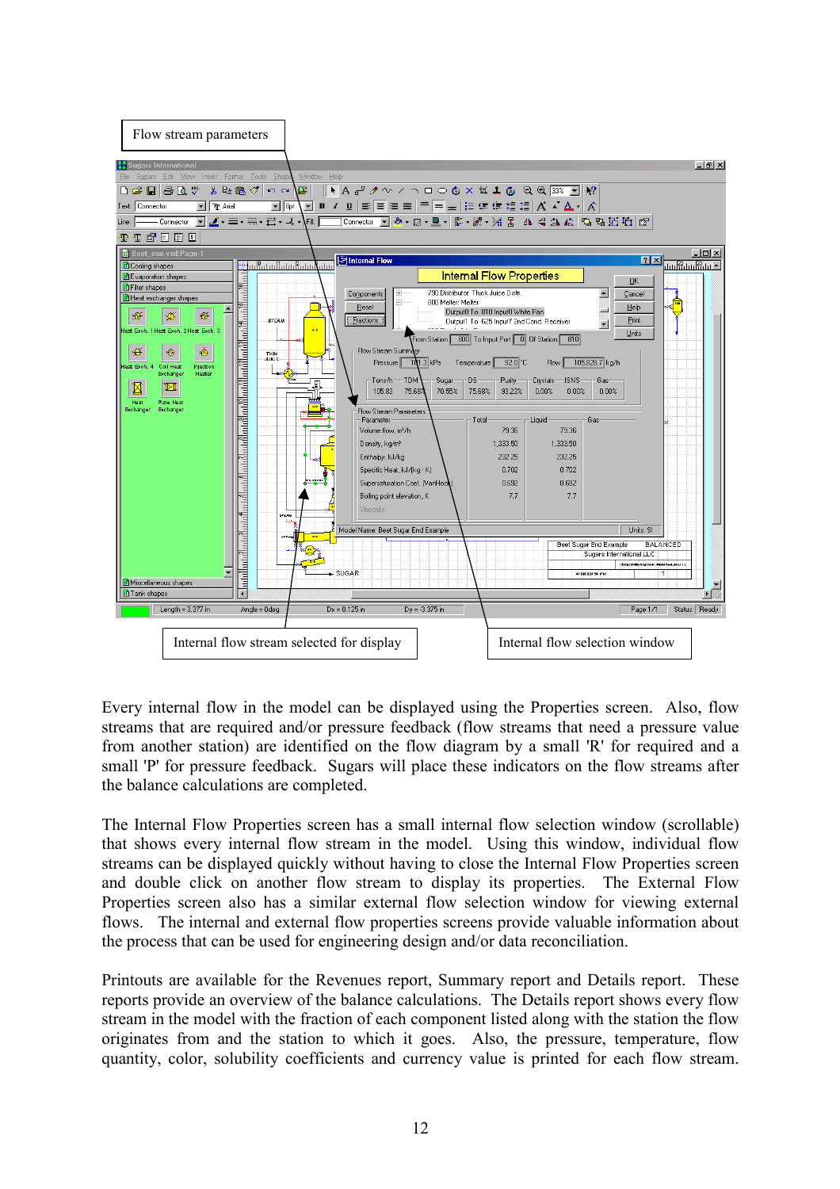Flow stream parameters

Internal flow stream selected for display

Internal flow selection window

Every internal flow in the model can be displayed using the Properties screen. Also, flow streams that are required and/or pressure feedback (flow streams that need a pressure value from another station) are identified on the flow diagram by a small 'R' for required and a small 'P' for pressure feedback. Sugars will place these indicators on the flow streams after the balance calculations are completed.

The Internal Flow Properties screen has a small internal flow selection window (scrollable) that shows every internal flow stream in the model. Using this window, individual flow streams can be displayed quickly without having to close the Internal Flow Properties screen and double click on another flow stream to display its properties. The External Flow Properties screen also has a similar external flow selection window for viewing external flows. The internal and external flow properties screens provide valuable information about the process that can be used for engineering design and/or data reconciliation.

Printouts are available for the Revenues report, Summary report and Details report. These reports provide an overview of the balance calculations. The Details report shows every flow stream in the model with the fraction of each component listed along with the station the flow originates from and the station to which it goes. Also, the pressure, temperature, flow quantity, color, solubility coefficients and currency value is printed for each flow stream.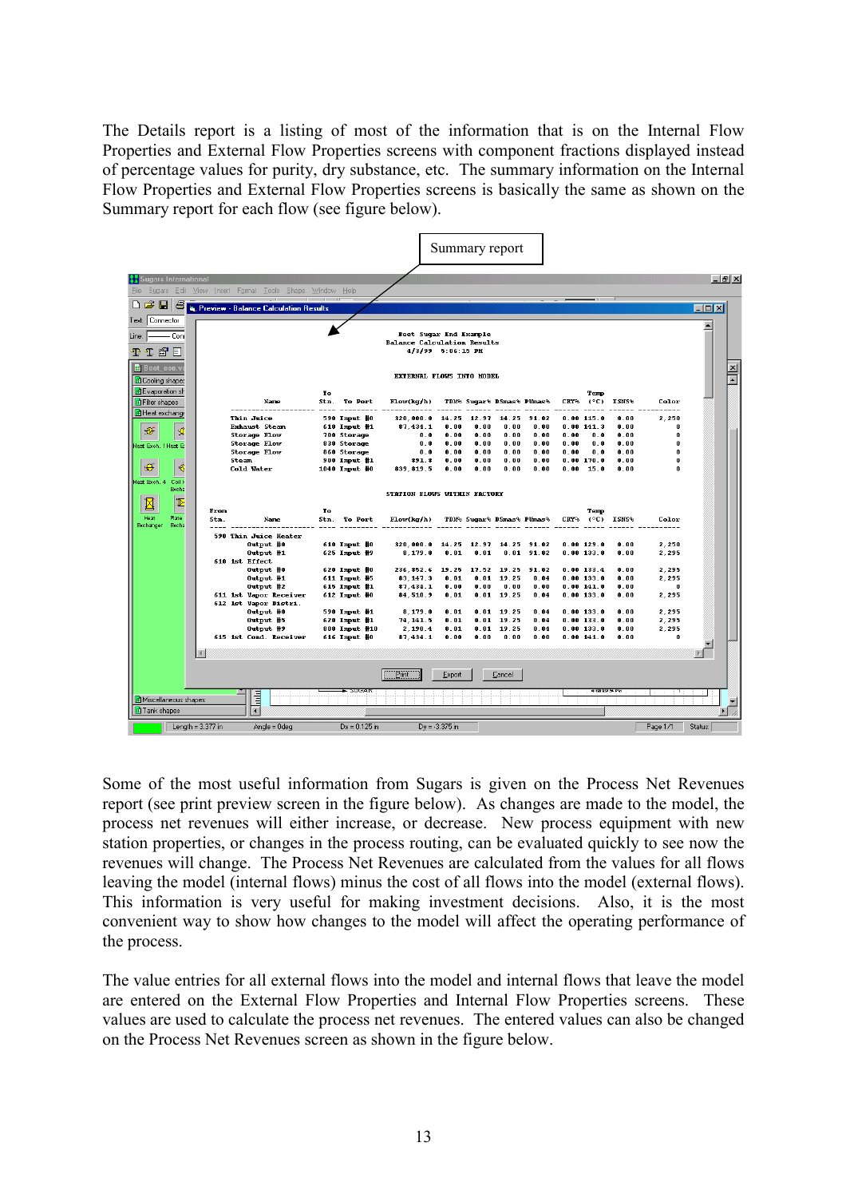The Details report is a listing of most of the information that is on the Internal Flow Properties and External Flow Properties screens with component fractions displayed instead of percentage values for purity, dry substance, etc. The summary information on the Internal Flow Properties and External Flow Properties screens is basically the same as shown on the Summary report for each flow (see figure below).

Summary report

Some of the most useful information from Sugars is given on the Process Net Revenues report (see print preview screen in the figure below). As changes are made to the model, the process net revenues will either increase, or decrease. New process equipment with new station properties, or changes in the process routing, can be evaluated quickly to see now the revenues will change. The Process Net Revenues are calculated from the values for all flows leaving the model (internal flows) minus the cost of all flows into the model (external flows). This information is very useful for making investment decisions. Also, it is the most convenient way to show how changes to the model will affect the operating performance of the process.

The value entries for all external flows into the model and internal flows that leave the model are entered on the External Flow Properties and Internal Flow Properties screens. These values are used to calculate the process net revenues. The entered values can also be changed on the Process Net Revenues screen as shown in the figure below.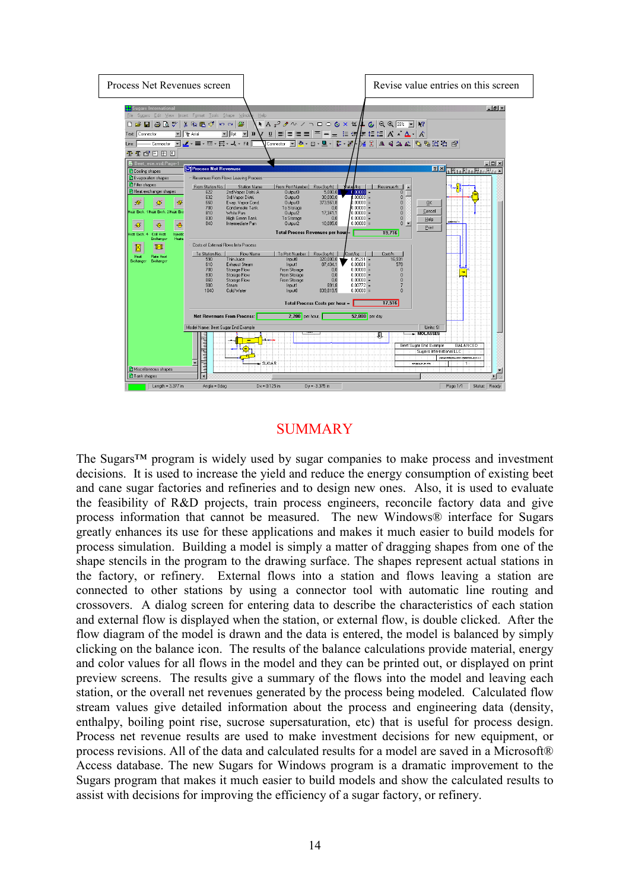Process Net Revenues screen

Revise value entries on this screen

## SUMMARY

The Sugars™ program is widely used by sugar companies to make process and investment decisions. It is used to increase the yield and reduce the energy consumption of existing beet and cane sugar factories and refineries and to design new ones. Also, it is used to evaluate the feasibility of R&D projects, train process engineers, reconcile factory data and give process information that cannot be measured. The new Windows® interface for Sugars greatly enhances its use for these applications and makes it much easier to build models for process simulation. Building a model is simply a matter of dragging shapes from one of the shape stencils in the program to the drawing surface. The shapes represent actual stations in the factory, or refinery. External flows into a station and flows leaving a station are connected to other stations by using a connector tool with automatic line routing and crossovers. A dialog screen for entering data to describe the characteristics of each station and external flow is displayed when the station, or external flow, is double clicked. After the flow diagram of the model is drawn and the data is entered, the model is balanced by simply clicking on the balance icon. The results of the balance calculations provide material, energy and color values for all flows in the model and they can be printed out, or displayed on print preview screens. The results give a summary of the flows into the model and leaving each station, or the overall net revenues generated by the process being modeled. Calculated flow stream values give detailed information about the process and engineering data (density, enthalpy, boiling point rise, sucrose supersaturation, etc) that is useful for process design. Process net revenue results are used to make investment decisions for new equipment, or process revisions. All of the data and calculated results for a model are saved in a Microsoft® Access database. The new Sugars for Windows program is a dramatic improvement to the Sugars program that makes it much easier to build models and show the calculated results to assist with decisions for improving the efficiency of a sugar factory, or refinery.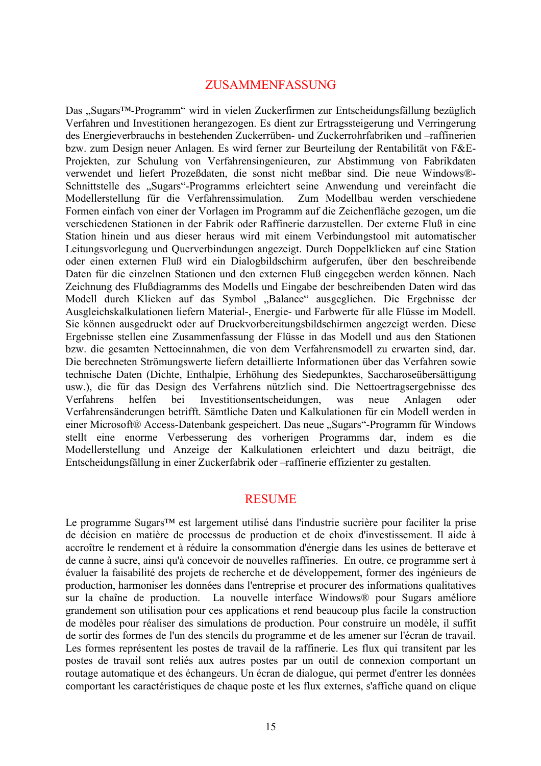## ZUSAMMENFASSUNG

Das „Sugars™-Programm“ wird in vielen Zuckerfirmen zur Entscheidungsfällung bezüglich Verfahren und Investitionen herangezogen. Es dient zur Ertragssteigerung und Verringerung des Energieverbrauchs in bestehenden Zuckerrüben- und Zuckerrohrfabriken und –raffinerien bzw. zum Design neuer Anlagen. Es wird ferner zur Beurteilung der Rentabilität von F&E-Projekten, zur Schulung von Verfahrensingenieuren, zur Abstimmung von Fabrikdaten verwendet und liefert Prozeßdaten, die sonst nicht meßbar sind. Die neue Windows®-Schnittstelle des „Sugars“-Programms erleichtert seine Anwendung und vereinfacht die Modellerstellung für die Verfahrenssimulation. Zum Modellbau werden verschiedene Formen einfach von einer der Vorlagen im Programm auf die Zeichenfläche gezogen, um die verschiedenen Stationen in der Fabrik oder Raffinerie darzustellen. Der externe Fluß in eine Station hinein und aus dieser heraus wird mit einem Verbindungstool mit automatischer Leitungsvorlegung und Querverbindungen angezeigt. Durch Doppelklicken auf eine Station oder einen externen Fluß wird ein Dialogbildschirm aufgerufen, über den beschreibende Daten für die einzelnen Stationen und den externen Fluß eingegeben werden können. Nach Zeichnung des Flußdiagramms des Modells und Eingabe der beschreibenden Daten wird das Modell durch Klicken auf das Symbol „Balance“ ausgeglichen. Die Ergebnisse der Ausgleichskalkulationen liefern Material-, Energie- und Farbwerte für alle Flüsse im Modell. Sie können ausgedruckt oder auf Druckvorbereitungsbildschirmen angezeigt werden. Diese Ergebnisse stellen eine Zusammenfassung der Flüsse in das Modell und aus den Stationen bzw. die gesamten Nettoeinnahmen, die von dem Verfahrensmodell zu erwarten sind, dar. Die berechneten Strömungswerte liefern detaillierte Informationen über das Verfahren sowie technische Daten (Dichte, Enthalpie, Erhöhung des Siedepunktes, Saccharoseübersättigung usw.), die für das Design des Verfahrens nützlich sind. Die Nettoertragsergebnisse des Verfahrens helfen bei Investitionsentscheidungen, was neue Anlagen oder Verfahrensänderungen betrifft. Sämtliche Daten und Kalkulationen für ein Modell werden in einer Microsoft® Access-Datenbank gespeichert. Das neue „Sugars“-Programm für Windows stellt eine enorme Verbesserung des vorherigen Programms dar, indem es die Modellerstellung und Anzeige der Kalkulationen erleichtert und dazu beiträgt, die Entscheidungsfällung in einer Zuckerfabrik oder –raffinerie effizienter zu gestalten.

## RESUME

Le programme Sugars™ est largement utilisé dans l'industrie sucrière pour faciliter la prise de décision en matière de processus de production et de choix d'investissement. Il aide à accroître le rendement et à réduire la consommation d'énergie dans les usines de betterave et de canne à sucre, ainsi qu'à concevoir de nouvelles raffineries. En outre, ce programme sert à évaluer la faisabilité des projets de recherche et de développement, former des ingénieurs de production, harmoniser les données dans l'entreprise et procurer des informations qualitatives sur la chaîne de production. La nouvelle interface Windows® pour Sugars améliore grandement son utilisation pour ces applications et rend beaucoup plus facile la construction de modèles pour réaliser des simulations de production. Pour construire un modèle, il suffit de sortir des formes de l'un des stencils du programme et de les amener sur l'écran de travail. Les formes représentent les postes de travail de la raffinerie. Les flux qui transitent par les postes de travail sont reliés aux autres postes par un outil de connexion comportant un routage automatique et des échangeurs. Un écran de dialogue, qui permet d'entrer les données comportant les caractéristiques de chaque poste et les flux externes, s'affiche quand on clique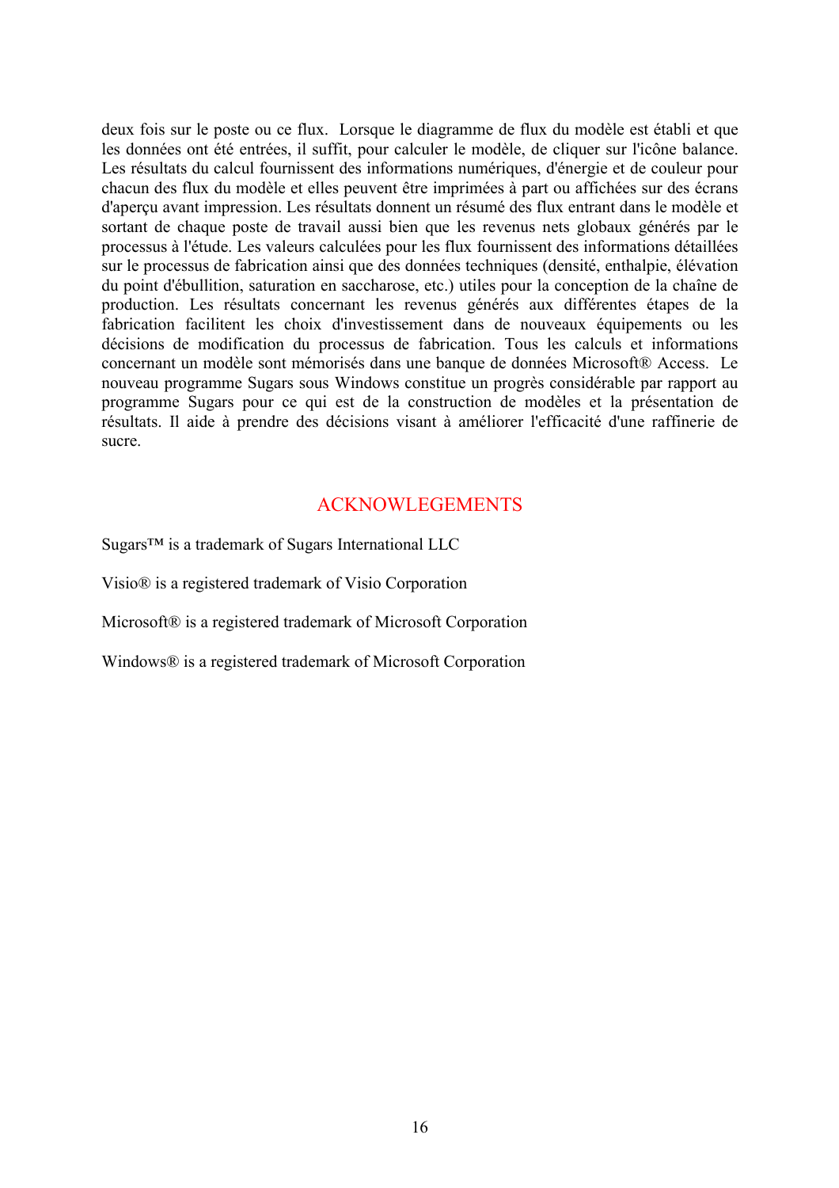deux fois sur le poste ou ce flux. Lorsque le diagramme de flux du modèle est établi et que les données ont été entrées, il suffit, pour calculer le modèle, de cliquer sur l'icône balance. Les résultats du calcul fournissent des informations numériques, d'énergie et de couleur pour chacun des flux du modèle et elles peuvent être imprimées à part ou affichées sur des écrans d'aperçu avant impression. Les résultats donnent un résumé des flux entrant dans le modèle et sortant de chaque poste de travail aussi bien que les revenus nets globaux générés par le processus à l'étude. Les valeurs calculées pour les flux fournissent des informations détaillées sur le processus de fabrication ainsi que des données techniques (densité, enthalpie, élévation du point d'ébullition, saturation en saccharose, etc.) utiles pour la conception de la chaîne de production. Les résultats concernant les revenus générés aux différentes étapes de la fabrication facilitent les choix d'investissement dans de nouveaux équipements ou les décisions de modification du processus de fabrication. Tous les calculs et informations concernant un modèle sont mémorisés dans une banque de données Microsoft® Access. Le nouveau programme Sugars sous Windows constitue un progrès considérable par rapport au programme Sugars pour ce qui est de la construction de modèles et la présentation de résultats. Il aide à prendre des décisions visant à améliorer l'efficacité d'une raffinerie de sucre.

## ACKNOWLEGEMENTS

Sugars™ is a trademark of Sugars International LLC

Visio® is a registered trademark of Visio Corporation

Microsoft® is a registered trademark of Microsoft Corporation

Windows® is a registered trademark of Microsoft Corporation